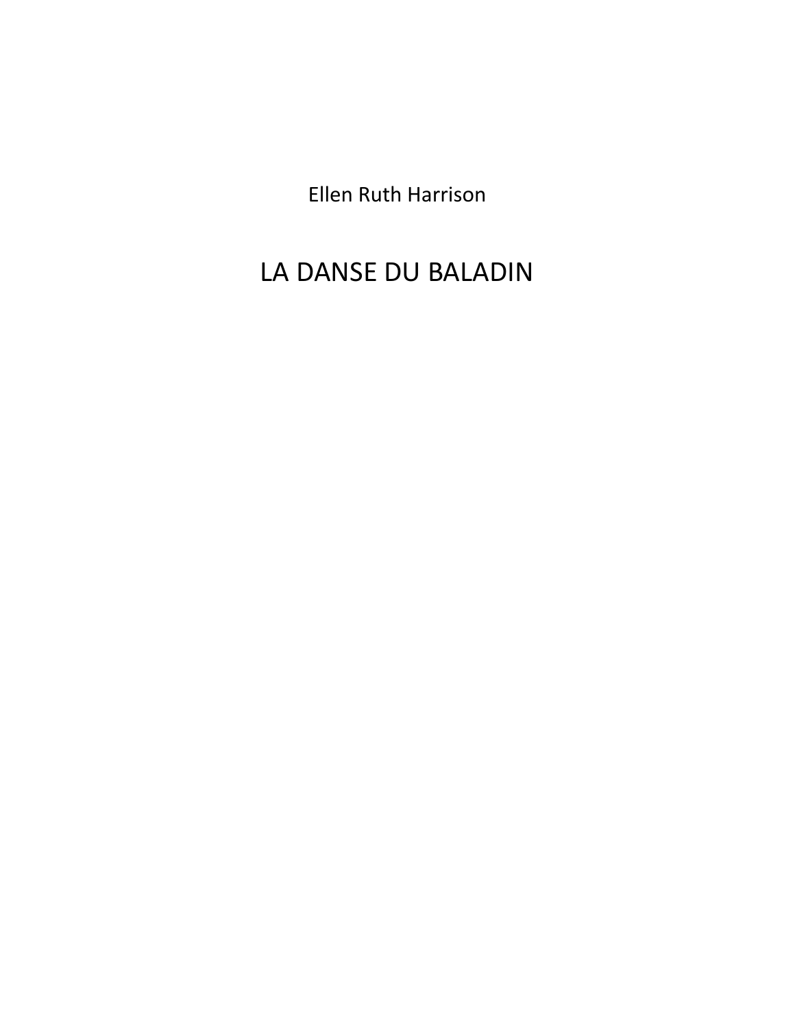Ellen Ruth Harrison

# LA DANSE DU BALADIN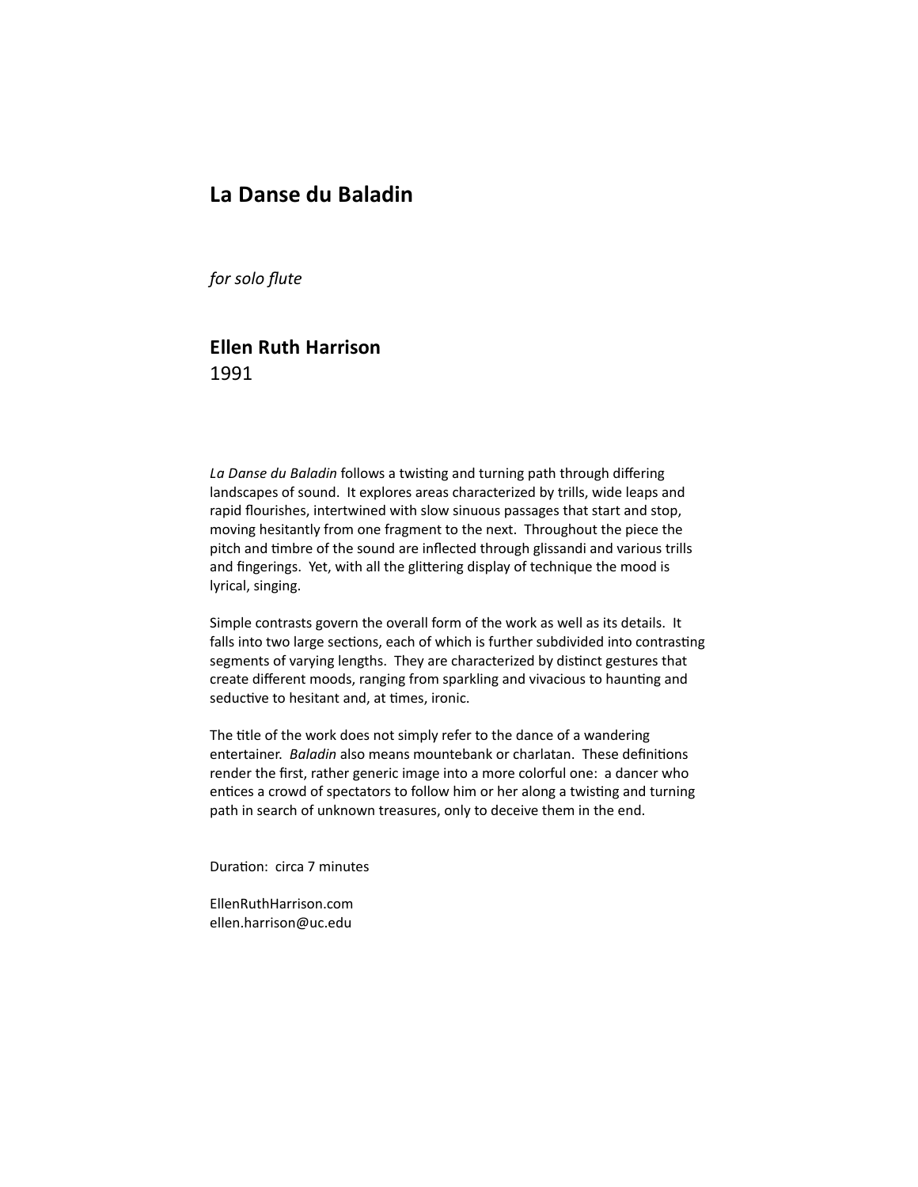# La Danse du Baladin

*for solo flute*

**Ellen Ruth Harrison**
1991

*La Danse du Baladin* follows a twisting and turning path through differing landscapes of sound. It explores areas characterized by trills, wide leaps and rapid flourishes, intertwined with slow sinuous passages that start and stop, moving hesitantly from one fragment to the next. Throughout the piece the pitch and timbre of the sound are inflected through glissandi and various trills and fingerings. Yet, with all the glittering display of technique the mood is lyrical, singing.

Simple contrasts govern the overall form of the work as well as its details. It falls into two large sections, each of which is further subdivided into contrasting segments of varying lengths. They are characterized by distinct gestures that create different moods, ranging from sparkling and vivacious to haunting and seductive to hesitant and, at times, ironic.

The title of the work does not simply refer to the dance of a wandering entertainer. *Baladin* also means mountebank or charlatan. These definitions render the first, rather generic image into a more colorful one: a dancer who entices a crowd of spectators to follow him or her along a twisting and turning path in search of unknown treasures, only to deceive them in the end.

Duration: circa 7 minutes

EllenRuthHarrison.com
ellen.harrison@uc.edu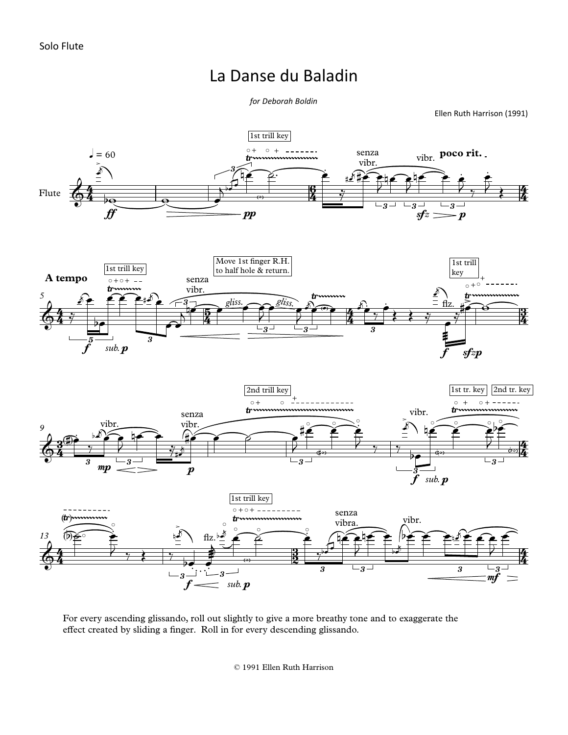Solo Flute

# La Danse du Baladin

*for Deborah Boldin*

Ellen Ruth Harrison (1991)

For every ascending glissando, roll out slightly to give a more breathy tone and to exaggerate the effect created by sliding a finger. Roll in for every descending glissando.

© 1991 Ellen Ruth Harrison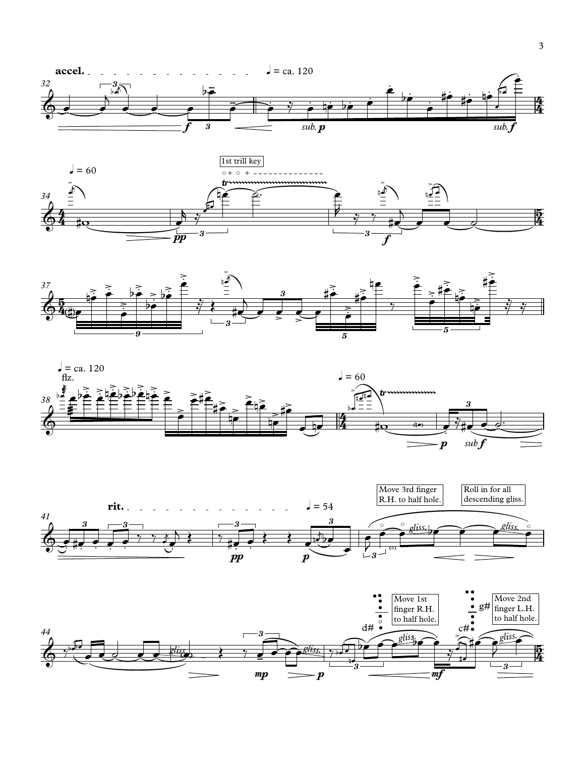accel. ♩ = ca. 120

sub. p sub. f

♩ = 60

1st trill key

pp f

♩ = ca. 120

flz.

♩ = 60

p sub f

rit. ♩ = 54

Move 3rd finger R.H. to half hole.

Roll in for all descending gliss.

pp p

gliss. gliss.

Move 1st finger R.H. to half hole.

Move 2nd finger L.H. to half hole.

d# c# g#

gliss. gliss. gliss. gliss.

mp p mf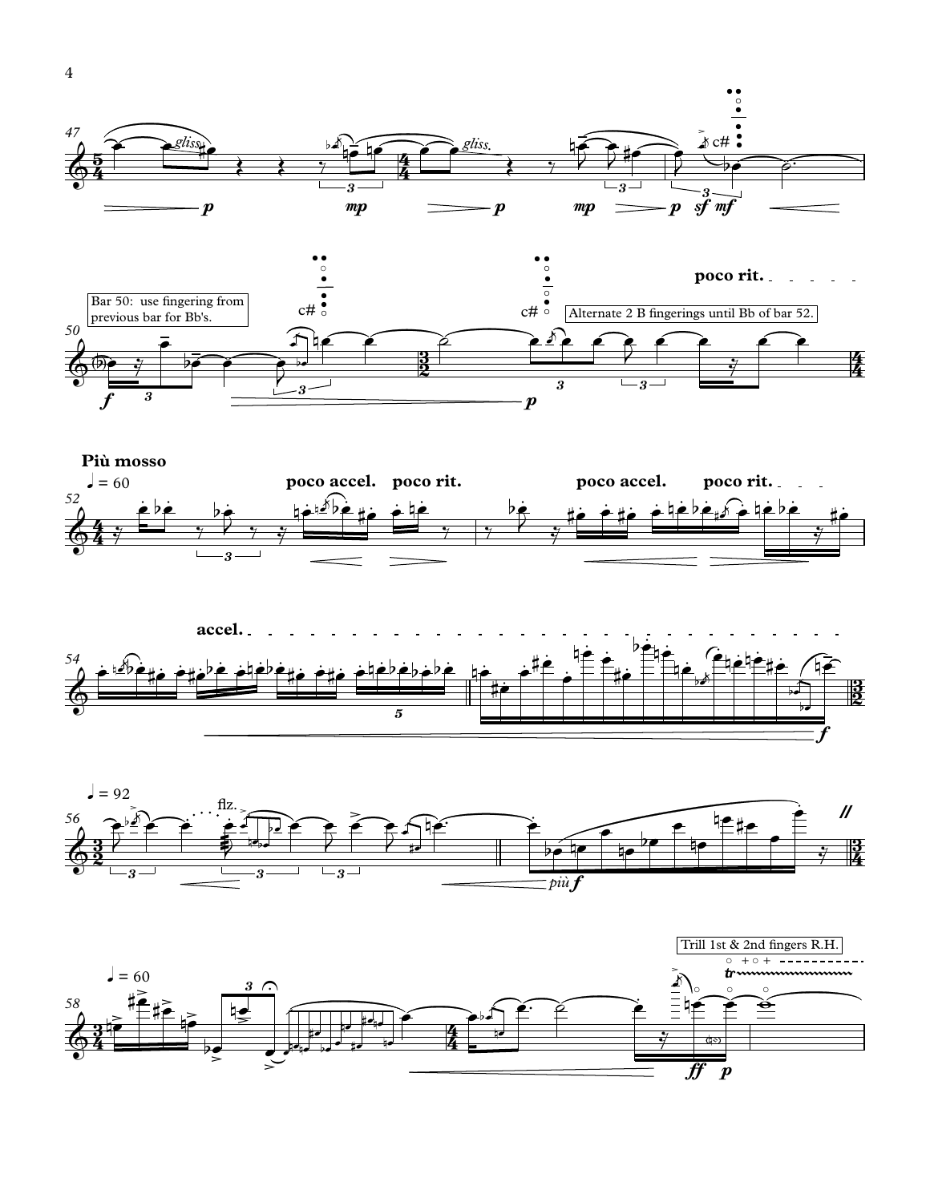Bar 50: use fingering from previous bar for Bb's.

Alternate 2 B fingerings until Bb of bar 52.

poco rit.

**Più mosso**

♩ = 60

poco accel. poco rit.

poco accel. poco rit.

accel.

♩ = 92

flz.

*più f*

♩ = 60

Trill 1st & 2nd fingers R.H.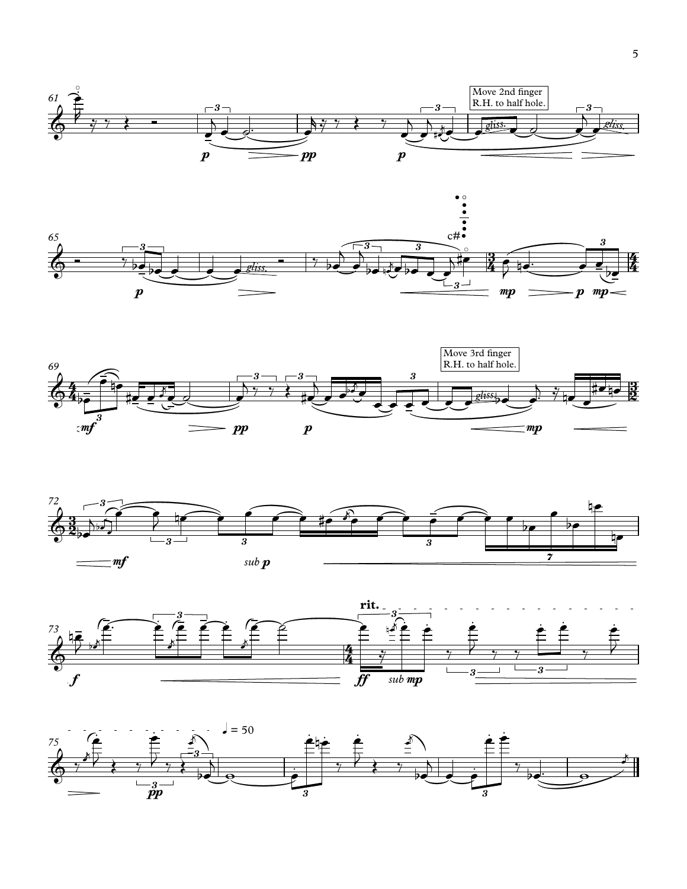Move 2nd finger R.H. to half hole.

Move 3rd finger R.H. to half hole.